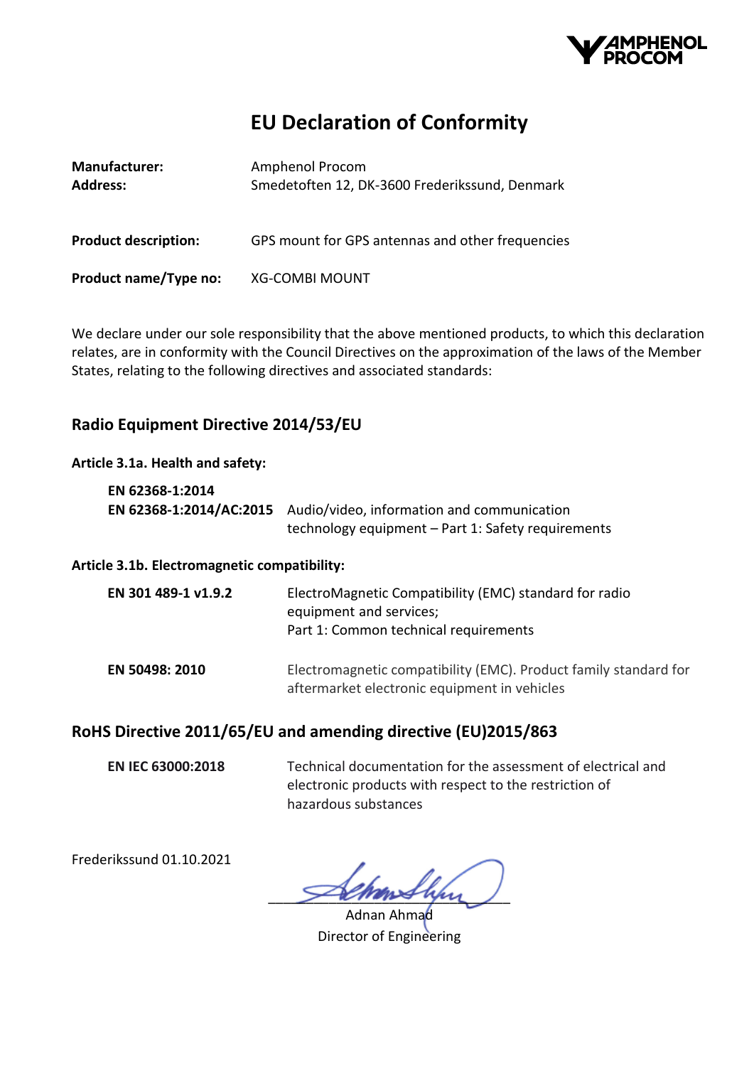AMPHENOL PROCOM

# EU Declaration of Conformity

**Manufacturer:** Amphenol Procom
**Address:** Smedetoften 12, DK-3600 Frederikssund, Denmark

**Product description:** GPS mount for GPS antennas and other frequencies

**Product name/Type no:** XG-COMBI MOUNT

We declare under our sole responsibility that the above mentioned products, to which this declaration relates, are in conformity with the Council Directives on the approximation of the laws of the Member States, relating to the following directives and associated standards:

## Radio Equipment Directive 2014/53/EU

**Article 3.1a. Health and safety:**

**EN 62368-1:2014**
**EN 62368-1:2014/AC:2015** Audio/video, information and communication technology equipment – Part 1: Safety requirements

**Article 3.1b. Electromagnetic compatibility:**

**EN 301 489-1 v1.9.2** ElectroMagnetic Compatibility (EMC) standard for radio equipment and services;
Part 1: Common technical requirements

**EN 50498: 2010** Electromagnetic compatibility (EMC). Product family standard for aftermarket electronic equipment in vehicles

## RoHS Directive 2011/65/EU and amending directive (EU)2015/863

**EN IEC 63000:2018** Technical documentation for the assessment of electrical and electronic products with respect to the restriction of hazardous substances

Frederikssund 01.10.2021

Adnan Ahmad
Director of Engineering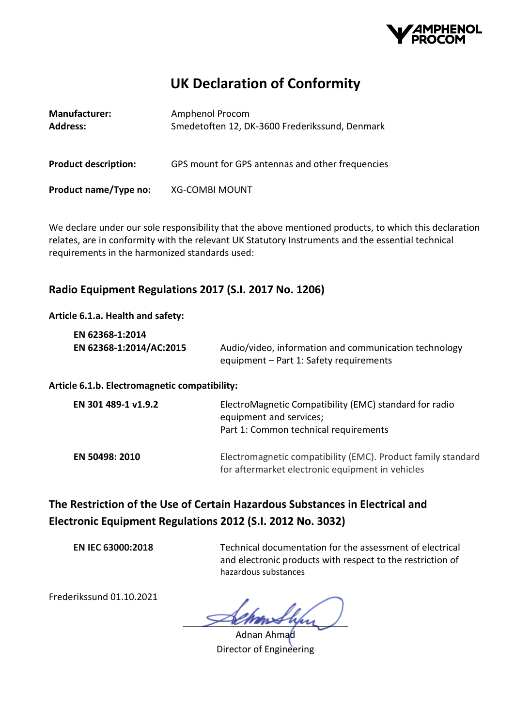AMPHENOL PROCOM

# UK Declaration of Conformity

| | |
|---|---|
| **Manufacturer:** | Amphenol Procom |
| **Address:** | Smedetoften 12, DK-3600 Frederikssund, Denmark |
| **Product description:** | GPS mount for GPS antennas and other frequencies |
| **Product name/Type no:** | XG-COMBI MOUNT |

We declare under our sole responsibility that the above mentioned products, to which this declaration relates, are in conformity with the relevant UK Statutory Instruments and the essential technical requirements in the harmonized standards used:

## Radio Equipment Regulations 2017 (S.I. 2017 No. 1206)

**Article 6.1.a. Health and safety:**

| | |
|---|---|
| **EN 62368-1:2014**<br>**EN 62368-1:2014/AC:2015** | Audio/video, information and communication technology equipment – Part 1: Safety requirements |

**Article 6.1.b. Electromagnetic compatibility:**

| | |
|---|---|
| **EN 301 489-1 v1.9.2** | ElectroMagnetic Compatibility (EMC) standard for radio equipment and services;<br>Part 1: Common technical requirements |
| **EN 50498: 2010** | Electromagnetic compatibility (EMC). Product family standard for aftermarket electronic equipment in vehicles |

## The Restriction of the Use of Certain Hazardous Substances in Electrical and Electronic Equipment Regulations 2012 (S.I. 2012 No. 3032)

| | |
|---|---|
| **EN IEC 63000:2018** | Technical documentation for the assessment of electrical and electronic products with respect to the restriction of hazardous substances |

Frederikssund 01.10.2021

Adnan Ahmad
Director of Engineering